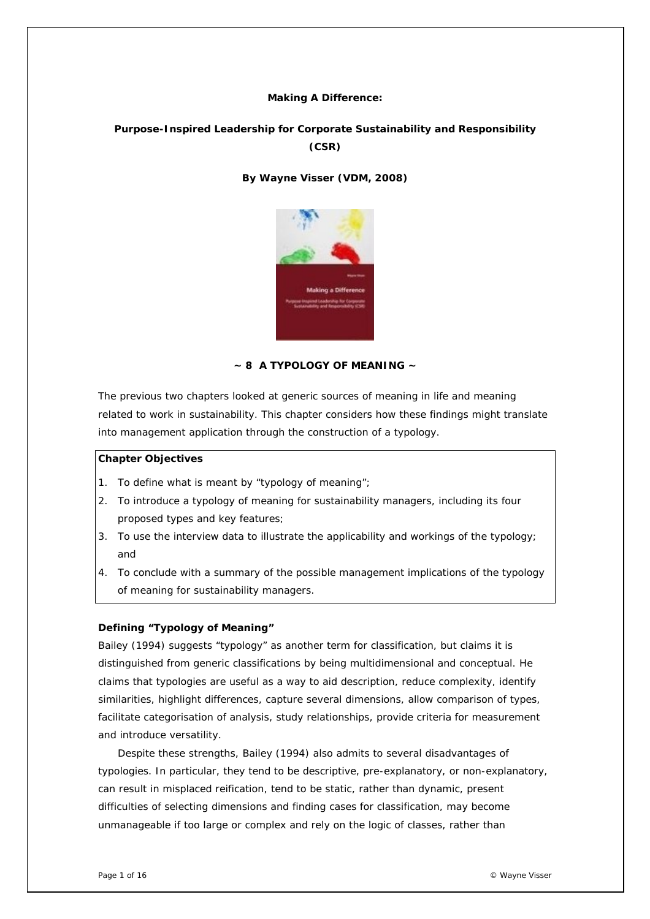**Making A Difference:**

**Purpose-Inspired Leadership for Corporate Sustainability and Responsibility (CSR)**

**By Wayne Visser (VDM, 2008)**

## ~ 8 A TYPOLOGY OF MEANING ~

The previous two chapters looked at generic sources of meaning in life and meaning related to work in sustainability. This chapter considers how these findings might translate into management application through the construction of a typology.

**Chapter Objectives**

1. To define what is meant by "typology of meaning";
2. To introduce a typology of meaning for sustainability managers, including its four proposed types and key features;
3. To use the interview data to illustrate the applicability and workings of the typology; and
4. To conclude with a summary of the possible management implications of the typology of meaning for sustainability managers.

### Defining "Typology of Meaning"

Bailey (1994) suggests "typology" as another term for classification, but claims it is distinguished from generic classifications by being multidimensional and conceptual. He claims that typologies are useful as a way to aid description, reduce complexity, identify similarities, highlight differences, capture several dimensions, allow comparison of types, facilitate categorisation of analysis, study relationships, provide criteria for measurement and introduce versatility.

Despite these strengths, Bailey (1994) also admits to several disadvantages of typologies. In particular, they tend to be descriptive, pre-explanatory, or non-explanatory, can result in misplaced reification, tend to be static, rather than dynamic, present difficulties of selecting dimensions and finding cases for classification, may become unmanageable if too large or complex and rely on the logic of classes, rather than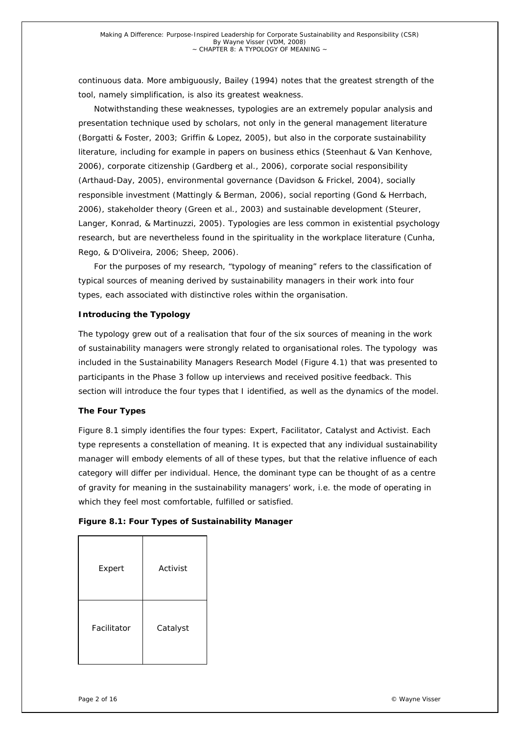continuous data. More ambiguously, Bailey (1994) notes that the greatest strength of the tool, namely simplification, is also its greatest weakness.

Notwithstanding these weaknesses, typologies are an extremely popular analysis and presentation technique used by scholars, not only in the general management literature (Borgatti & Foster, 2003; Griffin & Lopez, 2005), but also in the corporate sustainability literature, including for example in papers on business ethics (Steenhaut & Van Kenhove, 2006), corporate citizenship (Gardberg et al., 2006), corporate social responsibility (Arthaud-Day, 2005), environmental governance (Davidson & Frickel, 2004), socially responsible investment (Mattingly & Berman, 2006), social reporting (Gond & Herrbach, 2006), stakeholder theory (Green et al., 2003) and sustainable development (Steurer, Langer, Konrad, & Martinuzzi, 2005). Typologies are less common in existential psychology research, but are nevertheless found in the spirituality in the workplace literature (Cunha, Rego, & D'Oliveira, 2006; Sheep, 2006).

For the purposes of my research, "typology of meaning" refers to the classification of typical sources of meaning derived by sustainability managers in their work into four types, each associated with distinctive roles within the organisation.

### Introducing the Typology

The typology grew out of a realisation that four of the six sources of meaning in the work of sustainability managers were strongly related to organisational roles. The typology was included in the Sustainability Managers Research Model (Figure 4.1) that was presented to participants in the Phase 3 follow up interviews and received positive feedback. This section will introduce the four types that I identified, as well as the dynamics of the model.

### The Four Types

Figure 8.1 simply identifies the four types: Expert, Facilitator, Catalyst and Activist. Each type represents a constellation of meaning. It is expected that any individual sustainability manager will embody elements of all of these types, but that the relative influence of each category will differ per individual. Hence, the dominant type can be thought of as a centre of gravity for meaning in the sustainability managers' work, i.e. the mode of operating in which they feel most comfortable, fulfilled or satisfied.

**Figure 8.1: Four Types of Sustainability Manager**

| | |
|---|---|
| Expert | Activist |
| Facilitator | Catalyst |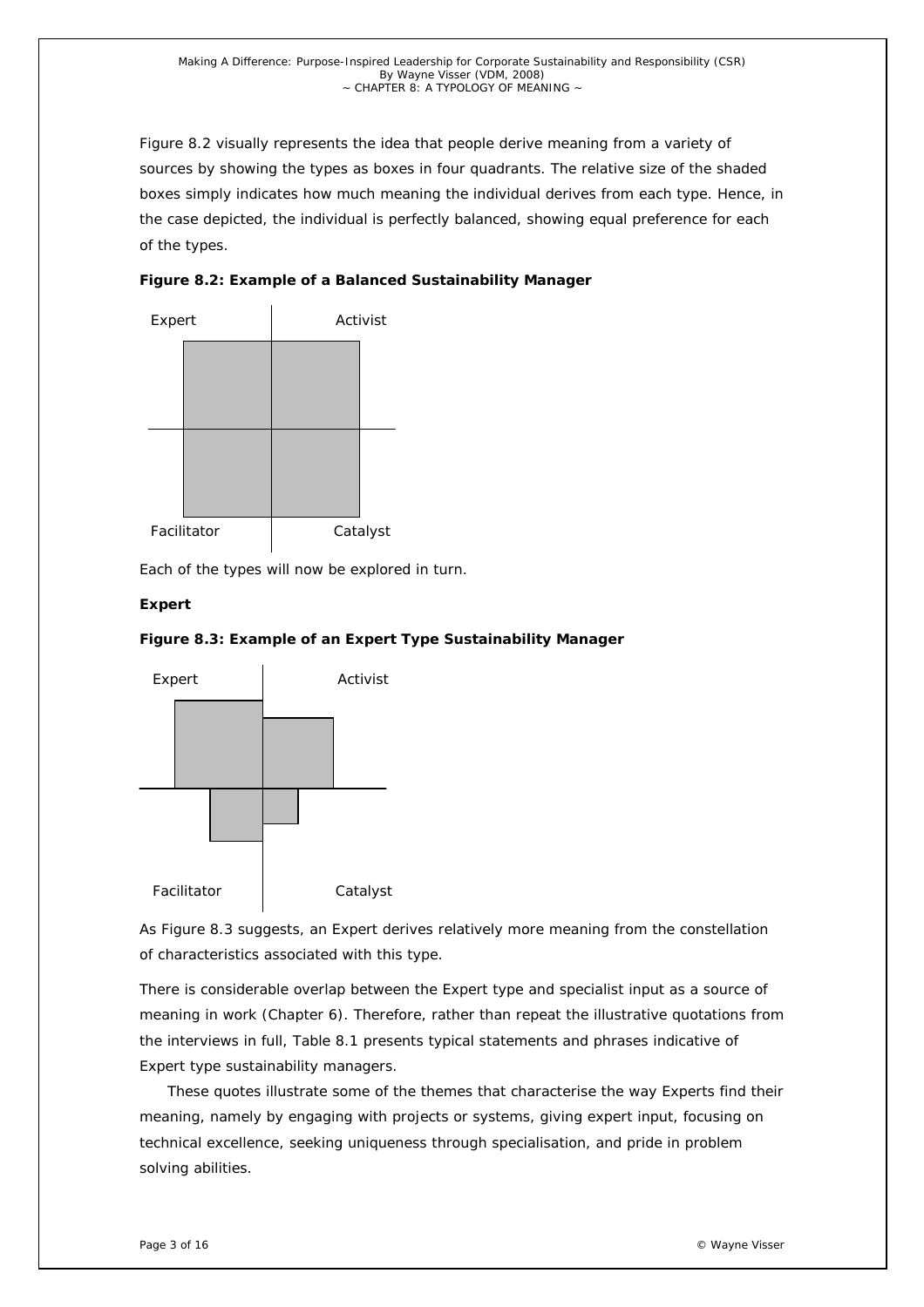Figure 8.2 visually represents the idea that people derive meaning from a variety of sources by showing the types as boxes in four quadrants. The relative size of the shaded boxes simply indicates how much meaning the individual derives from each type. Hence, in the case depicted, the individual is perfectly balanced, showing equal preference for each of the types.

**Figure 8.2: Example of a Balanced Sustainability Manager**

Expert Activist

Facilitator Catalyst

Each of the types will now be explored in turn.

**Expert**

**Figure 8.3: Example of an Expert Type Sustainability Manager**

Expert Activist

Facilitator Catalyst

As Figure 8.3 suggests, an Expert derives relatively more meaning from the constellation of characteristics associated with this type.

There is considerable overlap between the Expert type and specialist input as a source of meaning in work (Chapter 6). Therefore, rather than repeat the illustrative quotations from the interviews in full, Table 8.1 presents typical statements and phrases indicative of Expert type sustainability managers.

These quotes illustrate some of the themes that characterise the way Experts find their meaning, namely by engaging with projects or systems, giving expert input, focusing on technical excellence, seeking uniqueness through specialisation, and pride in problem solving abilities.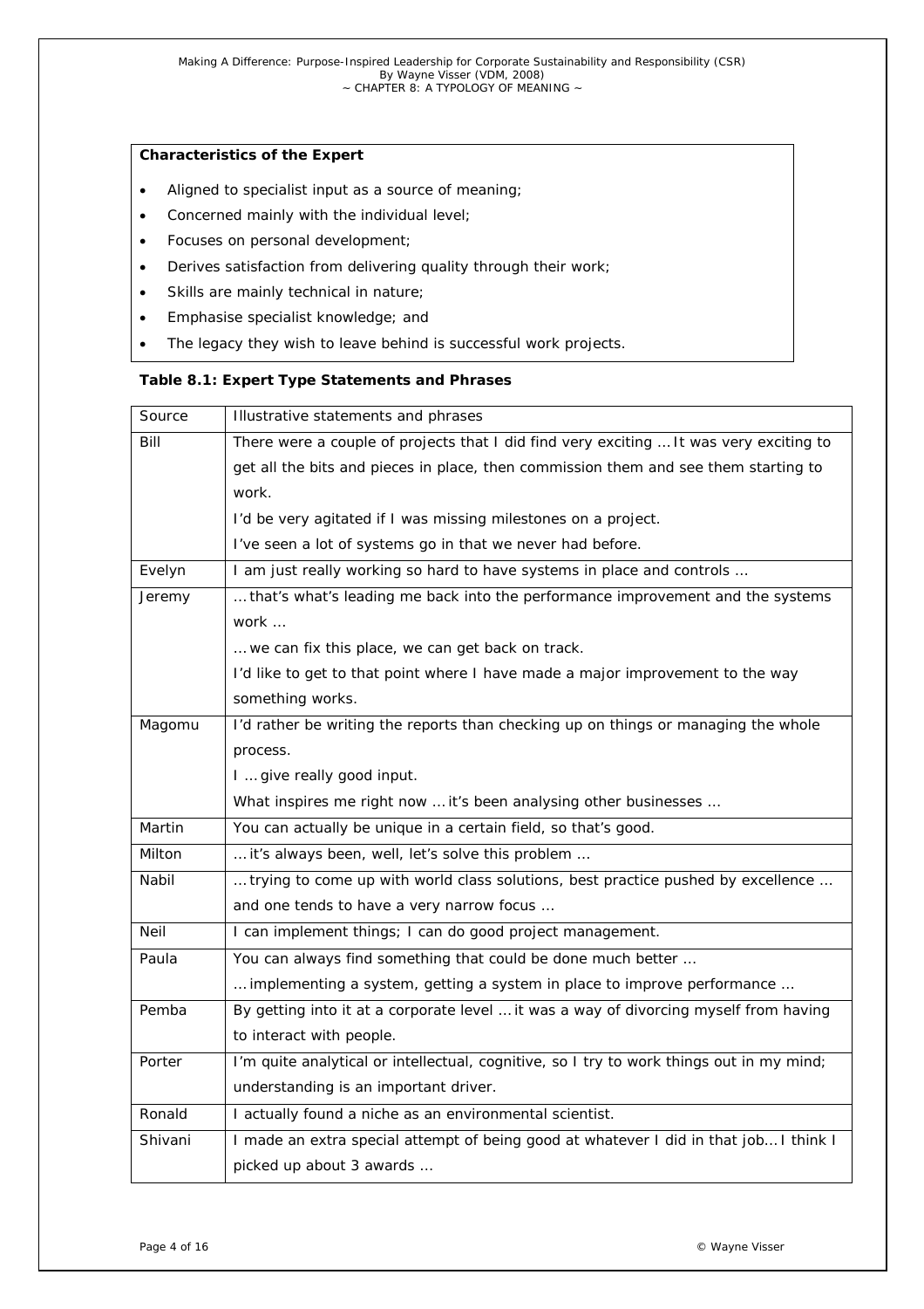**Characteristics of the Expert**

- Aligned to specialist input as a source of meaning;
- Concerned mainly with the individual level;
- Focuses on personal development;
- Derives satisfaction from delivering quality through their work;
- Skills are mainly technical in nature;
- Emphasise specialist knowledge; and
- The legacy they wish to leave behind is successful work projects.

**Table 8.1: Expert Type Statements and Phrases**

| Source | Illustrative statements and phrases |
|---|---|
| Bill | There were a couple of projects that I did find very exciting … It was very exciting to get all the bits and pieces in place, then commission them and see them starting to work.<br>I'd be very agitated if I was missing milestones on a project.<br>I've seen a lot of systems go in that we never had before. |
| Evelyn | I am just really working so hard to have systems in place and controls … |
| Jeremy | … that's what's leading me back into the performance improvement and the systems work …<br>… we can fix this place, we can get back on track.<br>I'd like to get to that point where I have made a major improvement to the way something works. |
| Magomu | I'd rather be writing the reports than checking up on things or managing the whole process.<br>I … give really good input.<br>What inspires me right now … it's been analysing other businesses … |
| Martin | You can actually be unique in a certain field, so that's good. |
| Milton | … it's always been, well, let's solve this problem … |
| Nabil | … trying to come up with world class solutions, best practice pushed by excellence … and one tends to have a very narrow focus … |
| Neil | I can implement things; I can do good project management. |
| Paula | You can always find something that could be done much better …<br>… implementing a system, getting a system in place to improve performance … |
| Pemba | By getting into it at a corporate level … it was a way of divorcing myself from having to interact with people. |
| Porter | I'm quite analytical or intellectual, cognitive, so I try to work things out in my mind; understanding is an important driver. |
| Ronald | I actually found a niche as an environmental scientist. |
| Shivani | I made an extra special attempt of being good at whatever I did in that job… I think I picked up about 3 awards … |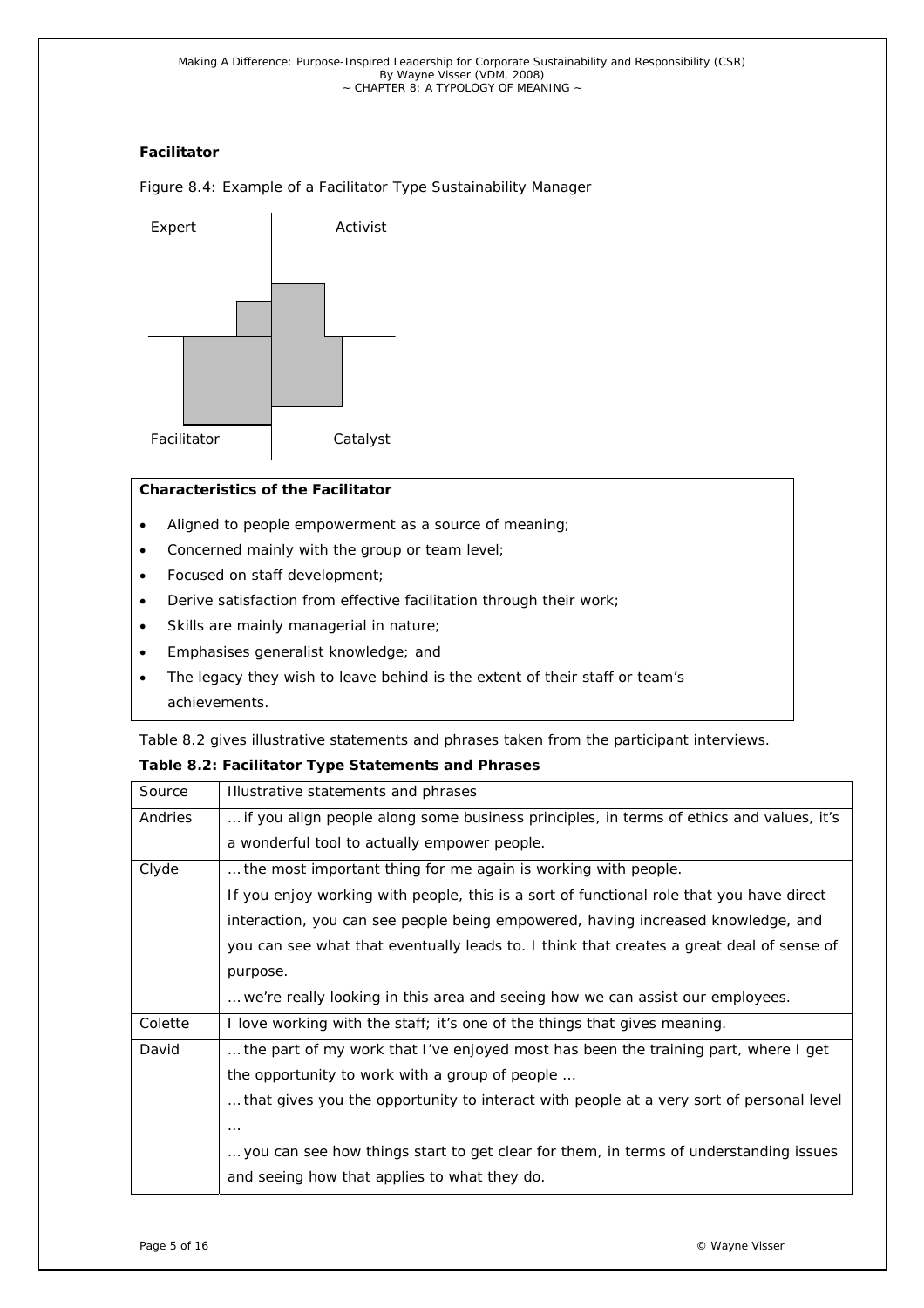**Facilitator**

Figure 8.4: Example of a Facilitator Type Sustainability Manager

Expert | Activist

Facilitator | Catalyst

**Characteristics of the Facilitator**

- Aligned to people empowerment as a source of meaning;
- Concerned mainly with the group or team level;
- Focused on staff development;
- Derive satisfaction from effective facilitation through their work;
- Skills are mainly managerial in nature;
- Emphasises generalist knowledge; and
- The legacy they wish to leave behind is the extent of their staff or team's achievements.

Table 8.2 gives illustrative statements and phrases taken from the participant interviews.

**Table 8.2: Facilitator Type Statements and Phrases**

| Source | Illustrative statements and phrases |
|---|---|
| Andries | … if you align people along some business principles, in terms of ethics and values, it's a wonderful tool to actually empower people. |
| Clyde | … the most important thing for me again is working with people. If you enjoy working with people, this is a sort of functional role that you have direct interaction, you can see people being empowered, having increased knowledge, and you can see what that eventually leads to. I think that creates a great deal of sense of purpose. … we're really looking in this area and seeing how we can assist our employees. |
| Colette | I love working with the staff; it's one of the things that gives meaning. |
| David | … the part of my work that I've enjoyed most has been the training part, where I get the opportunity to work with a group of people … … that gives you the opportunity to interact with people at a very sort of personal level … … you can see how things start to get clear for them, in terms of understanding issues and seeing how that applies to what they do. |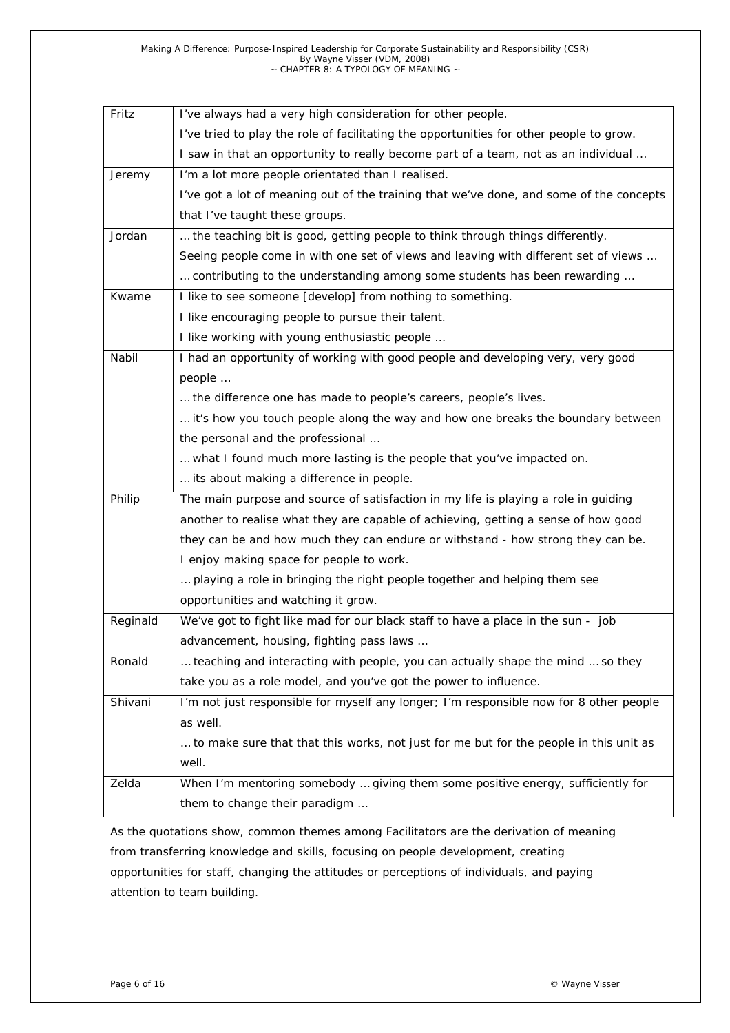| | |
|---|---|
| Fritz | I've always had a very high consideration for other people.<br>I've tried to play the role of facilitating the opportunities for other people to grow.<br>I saw in that an opportunity to really become part of a team, not as an individual … |
| Jeremy | I'm a lot more people orientated than I realised.<br>I've got a lot of meaning out of the training that we've done, and some of the concepts that I've taught these groups. |
| Jordan | … the teaching bit is good, getting people to think through things differently.<br>Seeing people come in with one set of views and leaving with different set of views …<br>… contributing to the understanding among some students has been rewarding … |
| Kwame | I like to see someone [develop] from nothing to something.<br>I like encouraging people to pursue their talent.<br>I like working with young enthusiastic people … |
| Nabil | I had an opportunity of working with good people and developing very, very good people …<br>… the difference one has made to people's careers, people's lives.<br>… it's how you touch people along the way and how one breaks the boundary between the personal and the professional …<br>… what I found much more lasting is the people that you've impacted on.<br>… its about making a difference in people. |
| Philip | The main purpose and source of satisfaction in my life is playing a role in guiding another to realise what they are capable of achieving, getting a sense of how good they can be and how much they can endure or withstand - how strong they can be.<br>I enjoy making space for people to work.<br>… playing a role in bringing the right people together and helping them see opportunities and watching it grow. |
| Reginald | We've got to fight like mad for our black staff to have a place in the sun - job advancement, housing, fighting pass laws … |
| Ronald | … teaching and interacting with people, you can actually shape the mind … so they take you as a role model, and you've got the power to influence. |
| Shivani | I'm not just responsible for myself any longer; I'm responsible now for 8 other people as well.<br>… to make sure that that this works, not just for me but for the people in this unit as well. |
| Zelda | When I'm mentoring somebody … giving them some positive energy, sufficiently for them to change their paradigm … |

As the quotations show, common themes among Facilitators are the derivation of meaning from transferring knowledge and skills, focusing on people development, creating opportunities for staff, changing the attitudes or perceptions of individuals, and paying attention to team building.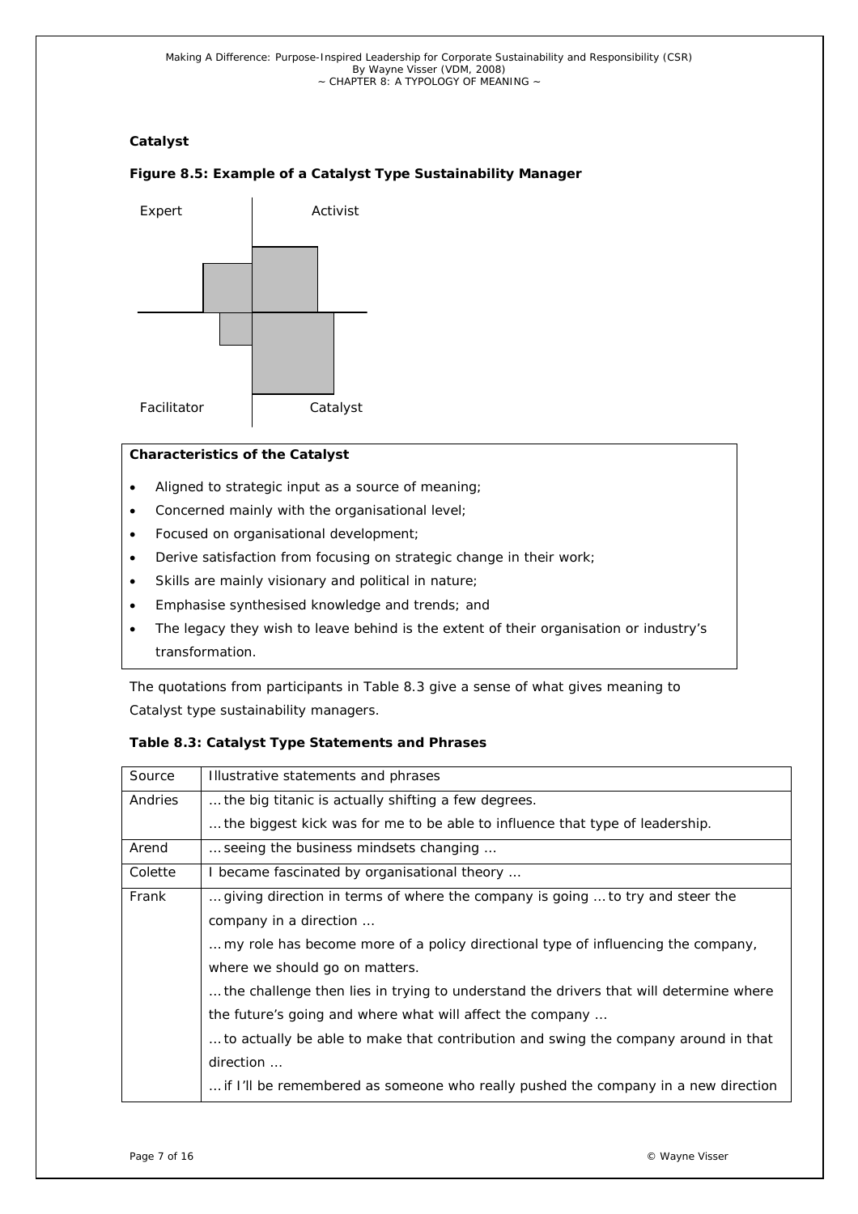**Catalyst**

**Figure 8.5: Example of a Catalyst Type Sustainability Manager**

Expert | Activist

Facilitator | Catalyst

**Characteristics of the Catalyst**

- Aligned to strategic input as a source of meaning;
- Concerned mainly with the organisational level;
- Focused on organisational development;
- Derive satisfaction from focusing on strategic change in their work;
- Skills are mainly visionary and political in nature;
- Emphasise synthesised knowledge and trends; and
- The legacy they wish to leave behind is the extent of their organisation or industry's transformation.

The quotations from participants in Table 8.3 give a sense of what gives meaning to Catalyst type sustainability managers.

**Table 8.3: Catalyst Type Statements and Phrases**

| Source | Illustrative statements and phrases |
|---|---|
| Andries | … the big titanic is actually shifting a few degrees.<br>… the biggest kick was for me to be able to influence that type of leadership. |
| Arend | … seeing the business mindsets changing … |
| Colette | I became fascinated by organisational theory … |
| Frank | … giving direction in terms of where the company is going … to try and steer the company in a direction …<br>… my role has become more of a policy directional type of influencing the company, where we should go on matters.<br>… the challenge then lies in trying to understand the drivers that will determine where the future's going and where what will affect the company …<br>… to actually be able to make that contribution and swing the company around in that direction …<br>… if I'll be remembered as someone who really pushed the company in a new direction |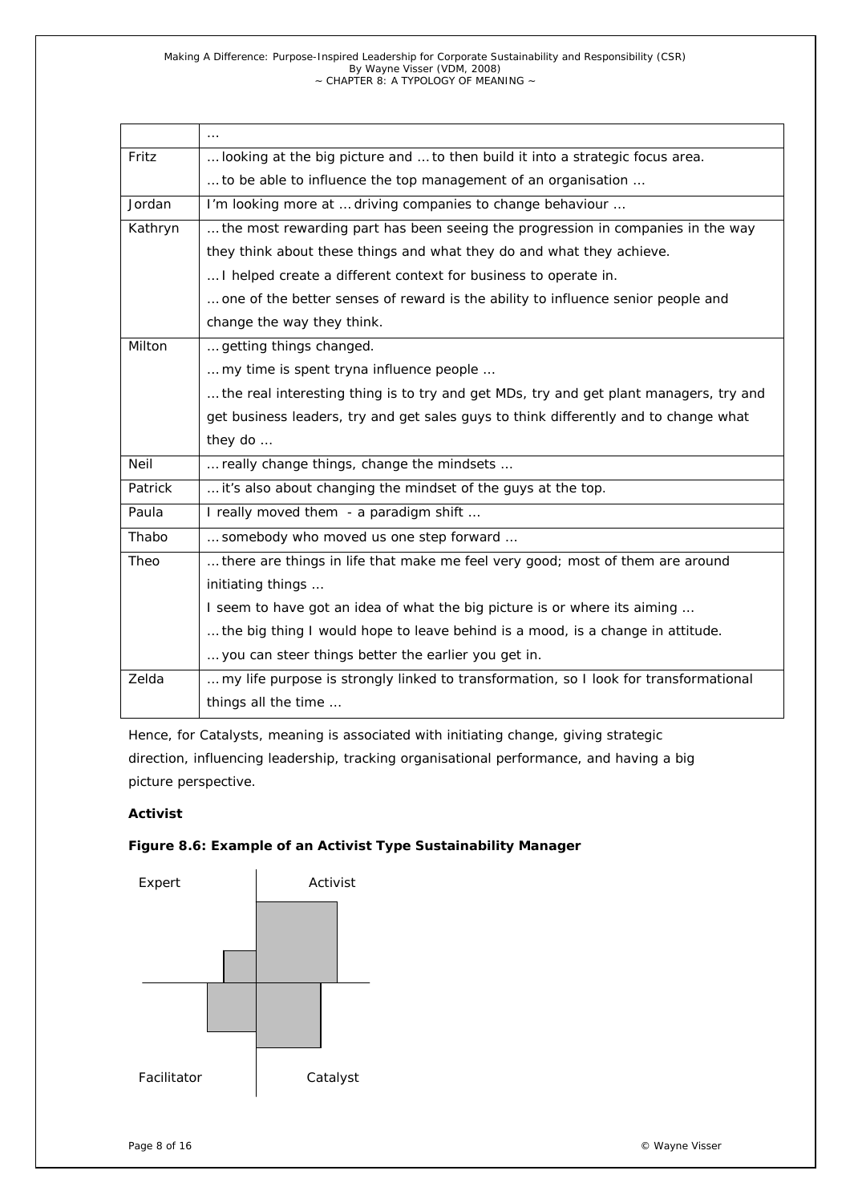| | … |
|---|---|
| Fritz | … looking at the big picture and … to then build it into a strategic focus area.<br>… to be able to influence the top management of an organisation … |
| Jordan | I'm looking more at … driving companies to change behaviour … |
| Kathryn | … the most rewarding part has been seeing the progression in companies in the way they think about these things and what they do and what they achieve.<br>… I helped create a different context for business to operate in.<br>… one of the better senses of reward is the ability to influence senior people and change the way they think. |
| Milton | … getting things changed.<br>… my time is spent tryna influence people …<br>… the real interesting thing is to try and get MDs, try and get plant managers, try and get business leaders, try and get sales guys to think differently and to change what they do … |
| Neil | … really change things, change the mindsets … |
| Patrick | … it's also about changing the mindset of the guys at the top. |
| Paula | I really moved them - a paradigm shift … |
| Thabo | … somebody who moved us one step forward … |
| Theo | … there are things in life that make me feel very good; most of them are around initiating things …<br>I seem to have got an idea of what the big picture is or where its aiming …<br>… the big thing I would hope to leave behind is a mood, is a change in attitude.<br>… you can steer things better the earlier you get in. |
| Zelda | … my life purpose is strongly linked to transformation, so I look for transformational things all the time … |

Hence, for Catalysts, meaning is associated with initiating change, giving strategic direction, influencing leadership, tracking organisational performance, and having a big picture perspective.

**Activist**

**Figure 8.6: Example of an Activist Type Sustainability Manager**

Expert | Activist

Facilitator | Catalyst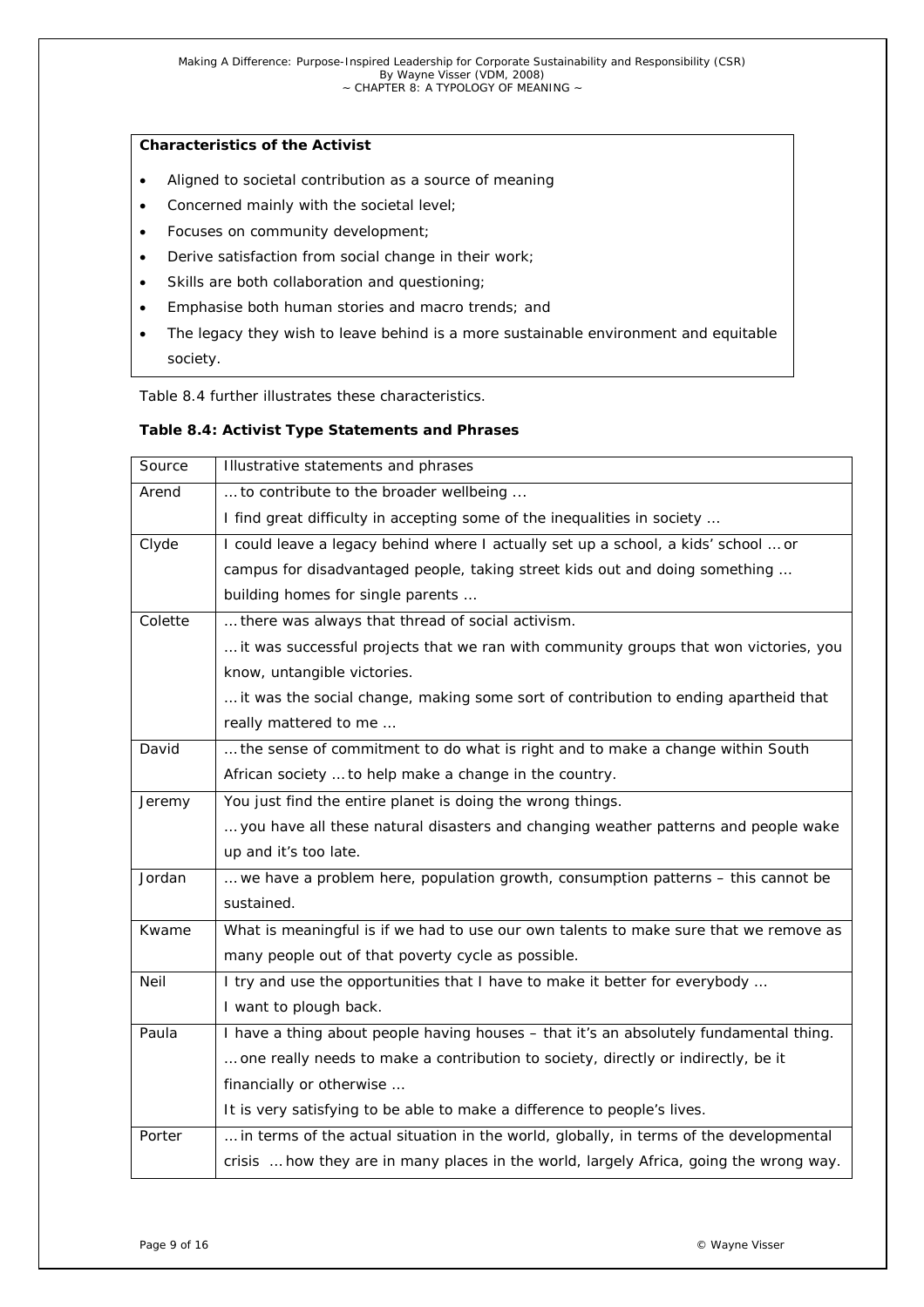**Characteristics of the Activist**

- Aligned to societal contribution as a source of meaning
- Concerned mainly with the societal level;
- Focuses on community development;
- Derive satisfaction from social change in their work;
- Skills are both collaboration and questioning;
- Emphasise both human stories and macro trends; and
- The legacy they wish to leave behind is a more sustainable environment and equitable society.

Table 8.4 further illustrates these characteristics.

**Table 8.4: Activist Type Statements and Phrases**

| Source | Illustrative statements and phrases |
|---|---|
| Arend | … to contribute to the broader wellbeing …<br>I find great difficulty in accepting some of the inequalities in society … |
| Clyde | I could leave a legacy behind where I actually set up a school, a kids' school … or campus for disadvantaged people, taking street kids out and doing something … building homes for single parents … |
| Colette | … there was always that thread of social activism.<br>… it was successful projects that we ran with community groups that won victories, you know, untangible victories.<br>… it was the social change, making some sort of contribution to ending apartheid that really mattered to me … |
| David | … the sense of commitment to do what is right and to make a change within South African society … to help make a change in the country. |
| Jeremy | You just find the entire planet is doing the wrong things.<br>… you have all these natural disasters and changing weather patterns and people wake up and it's too late. |
| Jordan | … we have a problem here, population growth, consumption patterns – this cannot be sustained. |
| Kwame | What is meaningful is if we had to use our own talents to make sure that we remove as many people out of that poverty cycle as possible. |
| Neil | I try and use the opportunities that I have to make it better for everybody …<br>I want to plough back. |
| Paula | I have a thing about people having houses – that it's an absolutely fundamental thing.<br>… one really needs to make a contribution to society, directly or indirectly, be it financially or otherwise …<br>It is very satisfying to be able to make a difference to people's lives. |
| Porter | … in terms of the actual situation in the world, globally, in terms of the developmental crisis … how they are in many places in the world, largely Africa, going the wrong way. |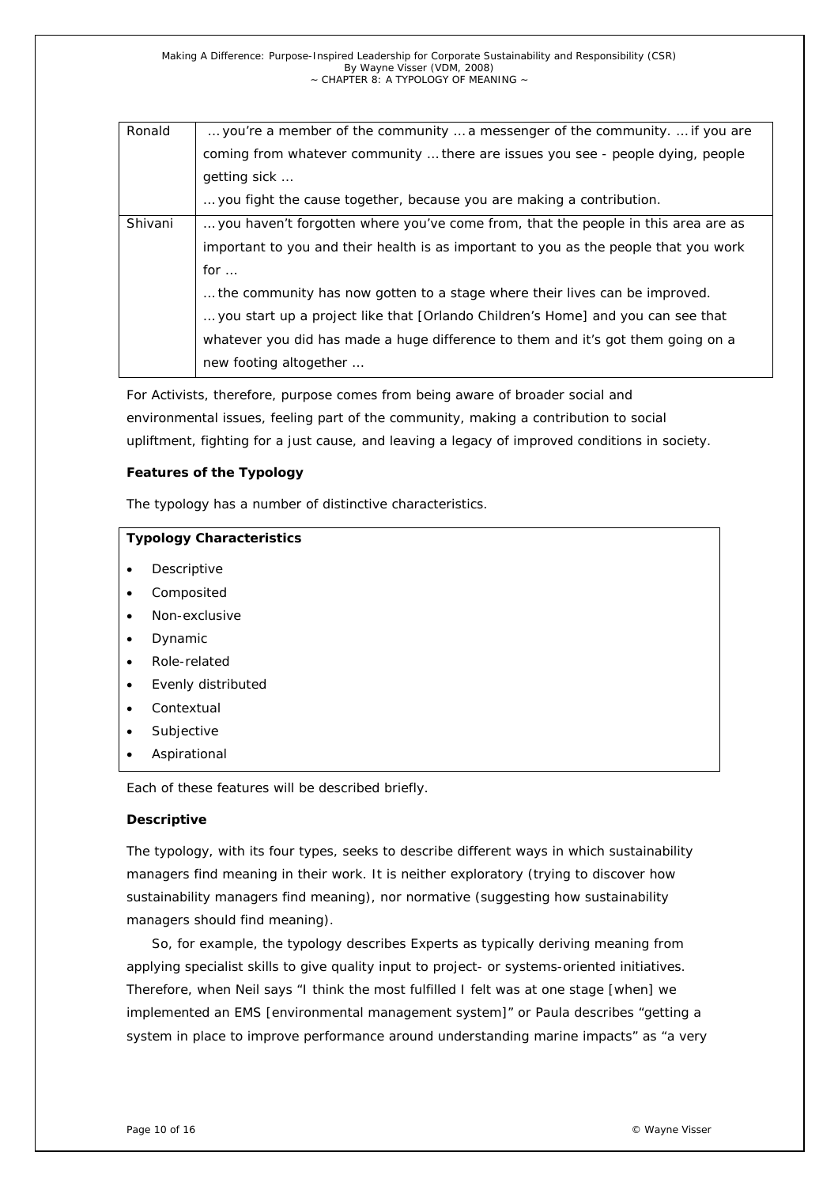| | |
|---|---|
| Ronald | … you're a member of the community … a messenger of the community. … if you are coming from whatever community … there are issues you see - people dying, people getting sick …<br>… you fight the cause together, because you are making a contribution. |
| Shivani | … you haven't forgotten where you've come from, that the people in this area are as important to you and their health is as important to you as the people that you work for …<br>… the community has now gotten to a stage where their lives can be improved.<br>… you start up a project like that [Orlando Children's Home] and you can see that whatever you did has made a huge difference to them and it's got them going on a new footing altogether … |

For Activists, therefore, purpose comes from being aware of broader social and environmental issues, feeling part of the community, making a contribution to social upliftment, fighting for a just cause, and leaving a legacy of improved conditions in society.

**Features of the Typology**

The typology has a number of distinctive characteristics.

**Typology Characteristics**

- Descriptive
- Composited
- Non-exclusive
- Dynamic
- Role-related
- Evenly distributed
- Contextual
- Subjective
- Aspirational

Each of these features will be described briefly.

**Descriptive**

The typology, with its four types, seeks to describe different ways in which sustainability managers find meaning in their work. It is neither exploratory (trying to discover how sustainability managers find meaning), nor normative (suggesting how sustainability managers should find meaning).

So, for example, the typology describes Experts as typically deriving meaning from applying specialist skills to give quality input to project- or systems-oriented initiatives. Therefore, when Neil says "I think the most fulfilled I felt was at one stage [when] we implemented an EMS [environmental management system]" or Paula describes "getting a system in place to improve performance around understanding marine impacts" as "a very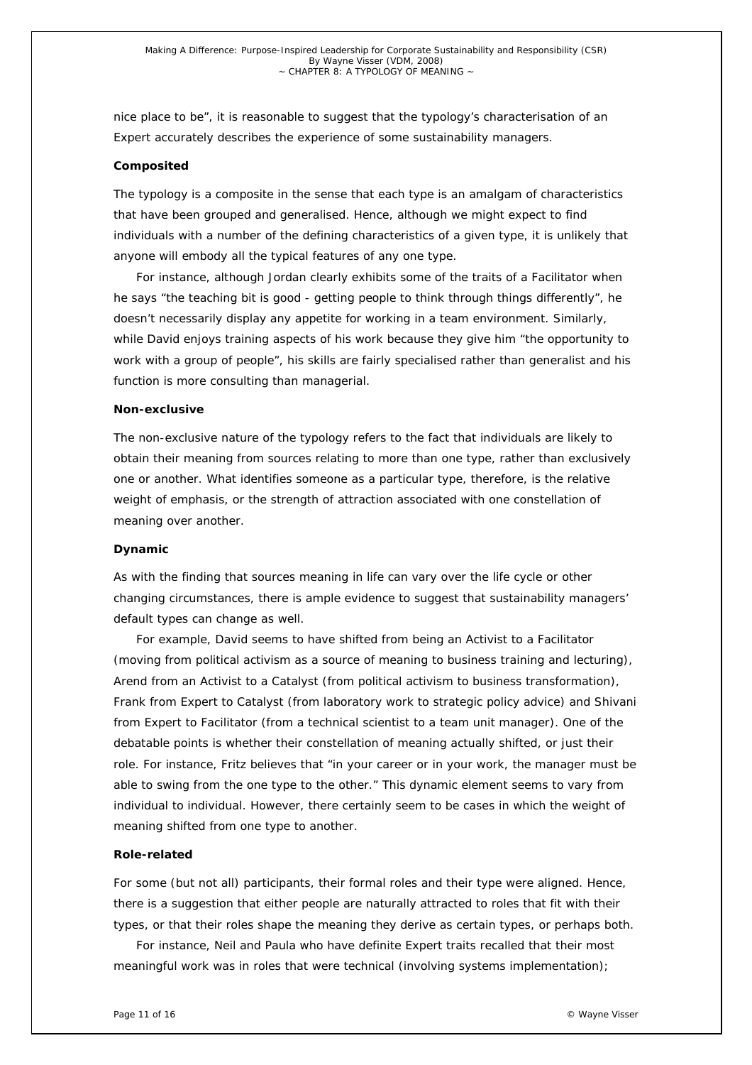nice place to be", it is reasonable to suggest that the typology's characterisation of an Expert accurately describes the experience of some sustainability managers.

**Composited**

The typology is a composite in the sense that each type is an amalgam of characteristics that have been grouped and generalised. Hence, although we might expect to find individuals with a number of the defining characteristics of a given type, it is unlikely that anyone will embody all the typical features of any one type.

For instance, although Jordan clearly exhibits some of the traits of a Facilitator when he says "the teaching bit is good - getting people to think through things differently", he doesn't necessarily display any appetite for working in a team environment. Similarly, while David enjoys training aspects of his work because they give him "the opportunity to work with a group of people", his skills are fairly specialised rather than generalist and his function is more consulting than managerial.

**Non-exclusive**

The non-exclusive nature of the typology refers to the fact that individuals are likely to obtain their meaning from sources relating to more than one type, rather than exclusively one or another. What identifies someone as a particular type, therefore, is the relative weight of emphasis, or the strength of attraction associated with one constellation of meaning over another.

**Dynamic**

As with the finding that sources meaning in life can vary over the life cycle or other changing circumstances, there is ample evidence to suggest that sustainability managers' default types can change as well.

For example, David seems to have shifted from being an Activist to a Facilitator (moving from political activism as a source of meaning to business training and lecturing), Arend from an Activist to a Catalyst (from political activism to business transformation), Frank from Expert to Catalyst (from laboratory work to strategic policy advice) and Shivani from Expert to Facilitator (from a technical scientist to a team unit manager). One of the debatable points is whether their constellation of meaning actually shifted, or just their role. For instance, Fritz believes that "in your career or in your work, the manager must be able to swing from the one type to the other." This dynamic element seems to vary from individual to individual. However, there certainly seem to be cases in which the weight of meaning shifted from one type to another.

**Role-related**

For some (but not all) participants, their formal roles and their type were aligned. Hence, there is a suggestion that either people are naturally attracted to roles that fit with their types, or that their roles shape the meaning they derive as certain types, or perhaps both.

For instance, Neil and Paula who have definite Expert traits recalled that their most meaningful work was in roles that were technical (involving systems implementation);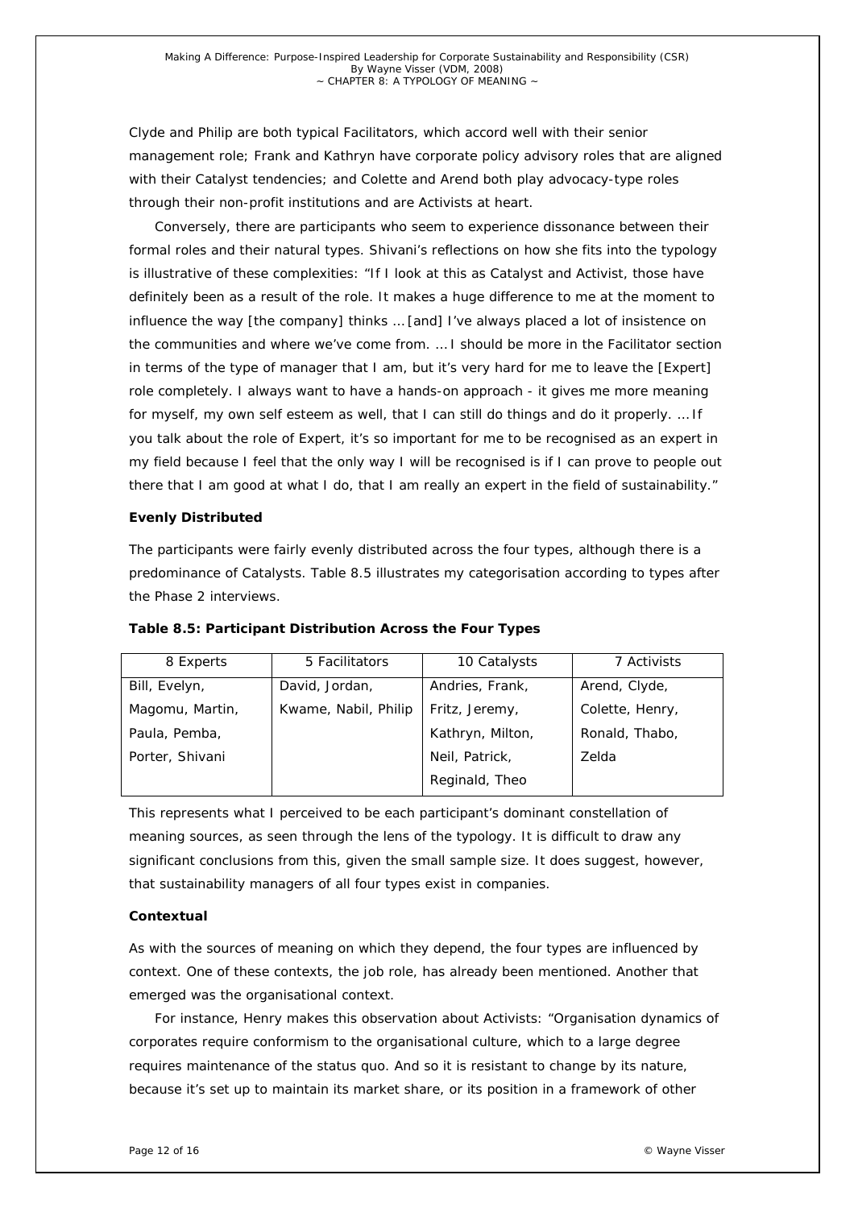Clyde and Philip are both typical Facilitators, which accord well with their senior management role; Frank and Kathryn have corporate policy advisory roles that are aligned with their Catalyst tendencies; and Colette and Arend both play advocacy-type roles through their non-profit institutions and are Activists at heart.

Conversely, there are participants who seem to experience dissonance between their formal roles and their natural types. Shivani's reflections on how she fits into the typology is illustrative of these complexities: "If I look at this as Catalyst and Activist, those have definitely been as a result of the role. It makes a huge difference to me at the moment to influence the way [the company] thinks … [and] I've always placed a lot of insistence on the communities and where we've come from. … I should be more in the Facilitator section in terms of the type of manager that I am, but it's very hard for me to leave the [Expert] role completely. I always want to have a hands-on approach - it gives me more meaning for myself, my own self esteem as well, that I can still do things and do it properly. … If you talk about the role of Expert, it's so important for me to be recognised as an expert in my field because I feel that the only way I will be recognised is if I can prove to people out there that I am good at what I do, that I am really an expert in the field of sustainability."

**Evenly Distributed**

The participants were fairly evenly distributed across the four types, although there is a predominance of Catalysts. Table 8.5 illustrates my categorisation according to types after the Phase 2 interviews.

**Table 8.5: Participant Distribution Across the Four Types**

| 8 Experts | 5 Facilitators | 10 Catalysts | 7 Activists |
|---|---|---|---|
| Bill, Evelyn, Magomu, Martin, Paula, Pemba, Porter, Shivani | David, Jordan, Kwame, Nabil, Philip | Andries, Frank, Fritz, Jeremy, Kathryn, Milton, Neil, Patrick, Reginald, Theo | Arend, Clyde, Colette, Henry, Ronald, Thabo, Zelda |

This represents what I perceived to be each participant's dominant constellation of meaning sources, as seen through the lens of the typology. It is difficult to draw any significant conclusions from this, given the small sample size. It does suggest, however, that sustainability managers of all four types exist in companies.

**Contextual**

As with the sources of meaning on which they depend, the four types are influenced by context. One of these contexts, the job role, has already been mentioned. Another that emerged was the organisational context.

For instance, Henry makes this observation about Activists: "Organisation dynamics of corporates require conformism to the organisational culture, which to a large degree requires maintenance of the status quo. And so it is resistant to change by its nature, because it's set up to maintain its market share, or its position in a framework of other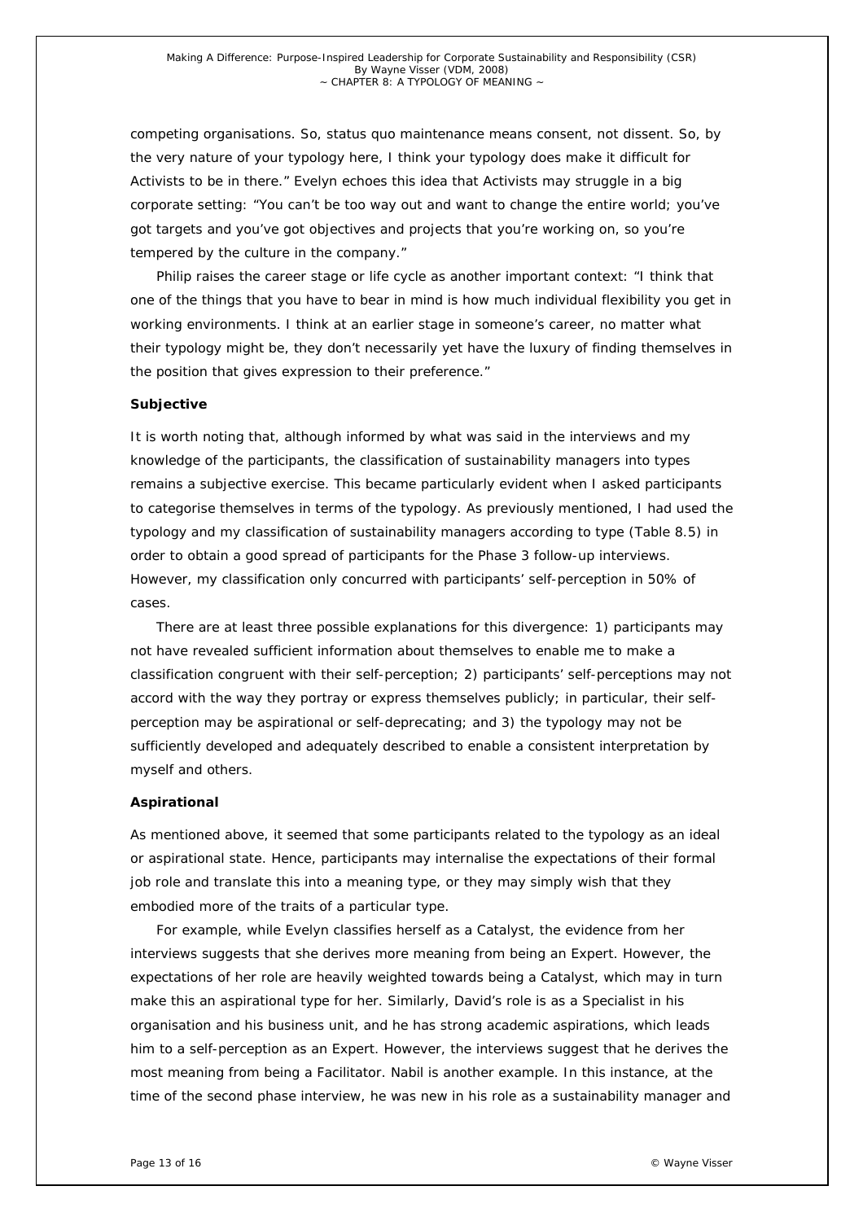competing organisations. So, status quo maintenance means consent, not dissent. So, by the very nature of your typology here, I think your typology does make it difficult for Activists to be in there." Evelyn echoes this idea that Activists may struggle in a big corporate setting: "You can't be too way out and want to change the entire world; you've got targets and you've got objectives and projects that you're working on, so you're tempered by the culture in the company."

Philip raises the career stage or life cycle as another important context: "I think that one of the things that you have to bear in mind is how much individual flexibility you get in working environments. I think at an earlier stage in someone's career, no matter what their typology might be, they don't necessarily yet have the luxury of finding themselves in the position that gives expression to their preference."

**Subjective**

It is worth noting that, although informed by what was said in the interviews and my knowledge of the participants, the classification of sustainability managers into types remains a subjective exercise. This became particularly evident when I asked participants to categorise themselves in terms of the typology. As previously mentioned, I had used the typology and my classification of sustainability managers according to type (Table 8.5) in order to obtain a good spread of participants for the Phase 3 follow-up interviews. However, my classification only concurred with participants' self-perception in 50% of cases.

There are at least three possible explanations for this divergence: 1) participants may not have revealed sufficient information about themselves to enable me to make a classification congruent with their self-perception; 2) participants' self-perceptions may not accord with the way they portray or express themselves publicly; in particular, their self-perception may be aspirational or self-deprecating; and 3) the typology may not be sufficiently developed and adequately described to enable a consistent interpretation by myself and others.

**Aspirational**

As mentioned above, it seemed that some participants related to the typology as an ideal or aspirational state. Hence, participants may internalise the expectations of their formal job role and translate this into a meaning type, or they may simply wish that they embodied more of the traits of a particular type.

For example, while Evelyn classifies herself as a Catalyst, the evidence from her interviews suggests that she derives more meaning from being an Expert. However, the expectations of her role are heavily weighted towards being a Catalyst, which may in turn make this an aspirational type for her. Similarly, David's role is as a Specialist in his organisation and his business unit, and he has strong academic aspirations, which leads him to a self-perception as an Expert. However, the interviews suggest that he derives the most meaning from being a Facilitator. Nabil is another example. In this instance, at the time of the second phase interview, he was new in his role as a sustainability manager and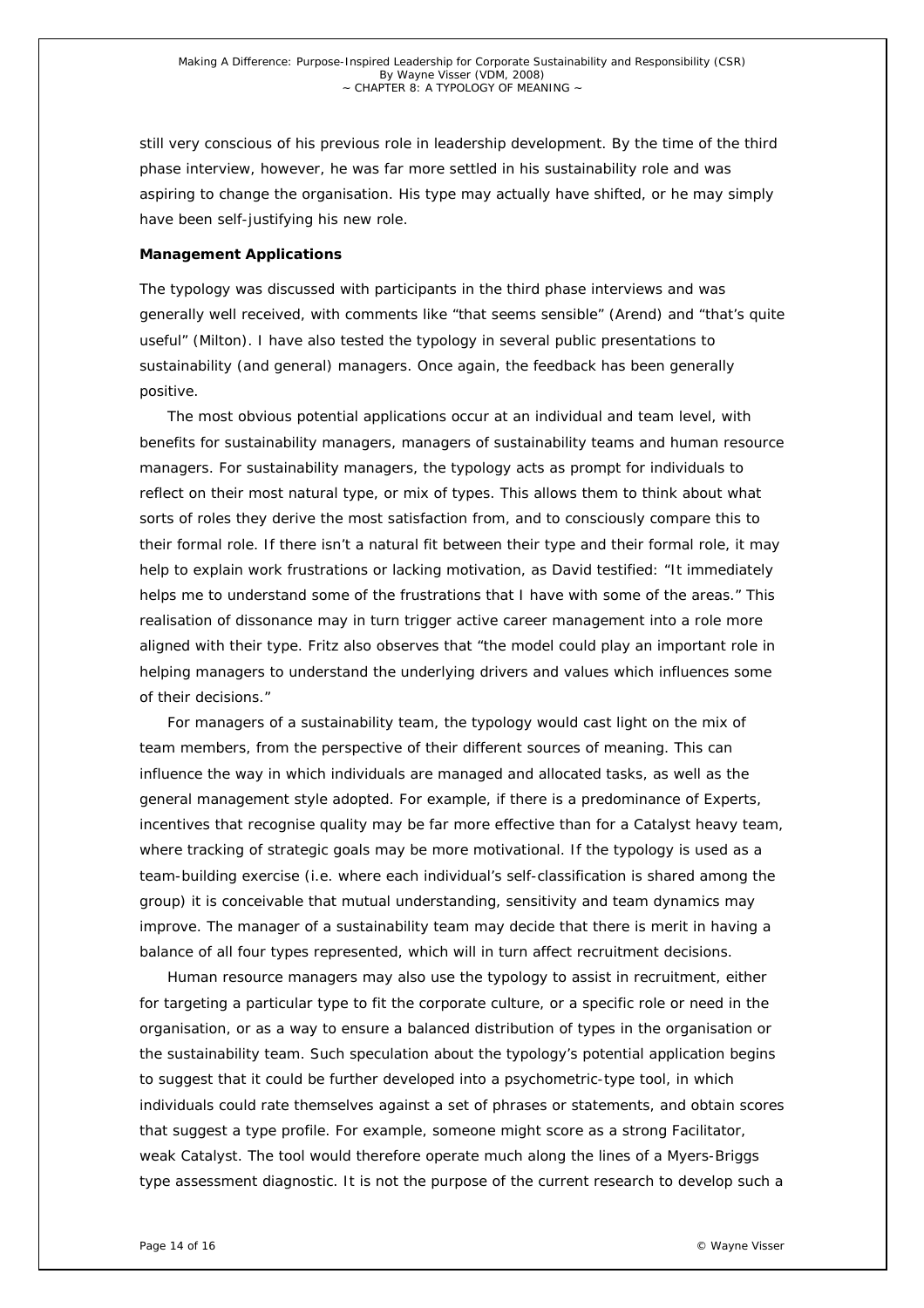still very conscious of his previous role in leadership development. By the time of the third phase interview, however, he was far more settled in his sustainability role and was aspiring to change the organisation. His type may actually have shifted, or he may simply have been self-justifying his new role.

**Management Applications**

The typology was discussed with participants in the third phase interviews and was generally well received, with comments like "that seems sensible" (Arend) and "that's quite useful" (Milton). I have also tested the typology in several public presentations to sustainability (and general) managers. Once again, the feedback has been generally positive.

The most obvious potential applications occur at an individual and team level, with benefits for sustainability managers, managers of sustainability teams and human resource managers. For sustainability managers, the typology acts as prompt for individuals to reflect on their most natural type, or mix of types. This allows them to think about what sorts of roles they derive the most satisfaction from, and to consciously compare this to their formal role. If there isn't a natural fit between their type and their formal role, it may help to explain work frustrations or lacking motivation, as David testified: "It immediately helps me to understand some of the frustrations that I have with some of the areas." This realisation of dissonance may in turn trigger active career management into a role more aligned with their type. Fritz also observes that "the model could play an important role in helping managers to understand the underlying drivers and values which influences some of their decisions."

For managers of a sustainability team, the typology would cast light on the mix of team members, from the perspective of their different sources of meaning. This can influence the way in which individuals are managed and allocated tasks, as well as the general management style adopted. For example, if there is a predominance of Experts, incentives that recognise quality may be far more effective than for a Catalyst heavy team, where tracking of strategic goals may be more motivational. If the typology is used as a team-building exercise (i.e. where each individual's self-classification is shared among the group) it is conceivable that mutual understanding, sensitivity and team dynamics may improve. The manager of a sustainability team may decide that there is merit in having a balance of all four types represented, which will in turn affect recruitment decisions.

Human resource managers may also use the typology to assist in recruitment, either for targeting a particular type to fit the corporate culture, or a specific role or need in the organisation, or as a way to ensure a balanced distribution of types in the organisation or the sustainability team. Such speculation about the typology's potential application begins to suggest that it could be further developed into a psychometric-type tool, in which individuals could rate themselves against a set of phrases or statements, and obtain scores that suggest a type profile. For example, someone might score as a strong Facilitator, weak Catalyst. The tool would therefore operate much along the lines of a Myers-Briggs type assessment diagnostic. It is not the purpose of the current research to develop such a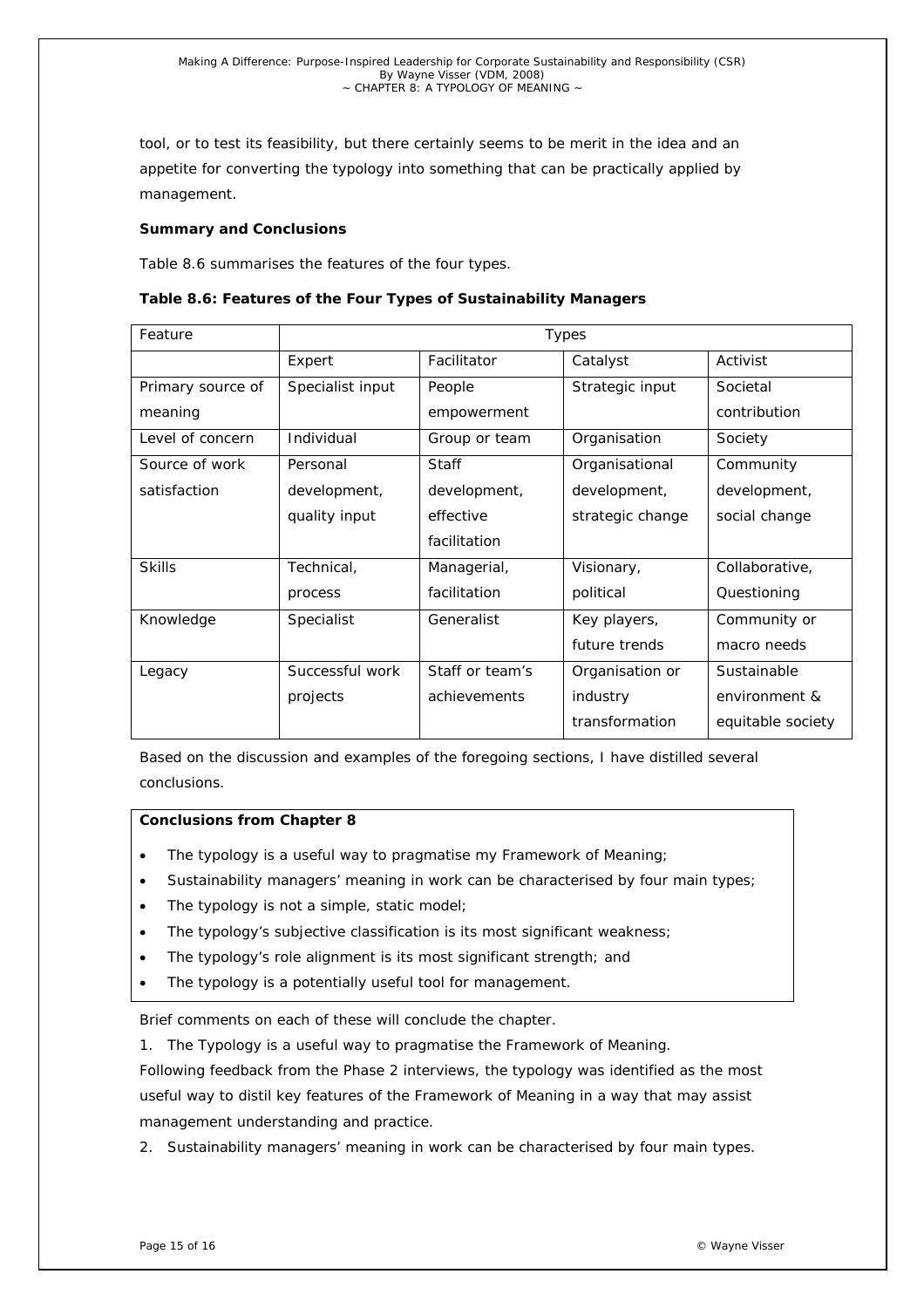tool, or to test its feasibility, but there certainly seems to be merit in the idea and an appetite for converting the typology into something that can be practically applied by management.

**Summary and Conclusions**

Table 8.6 summarises the features of the four types.

**Table 8.6: Features of the Four Types of Sustainability Managers**

| Feature | Types | | | |
|---|---|---|---|---|
| | Expert | Facilitator | Catalyst | Activist |
| Primary source of meaning | Specialist input | People empowerment | Strategic input | Societal contribution |
| Level of concern | Individual | Group or team | Organisation | Society |
| Source of work satisfaction | Personal development, quality input | Staff development, effective facilitation | Organisational development, strategic change | Community development, social change |
| Skills | Technical, process | Managerial, facilitation | Visionary, political | Collaborative, Questioning |
| Knowledge | Specialist | Generalist | Key players, future trends | Community or macro needs |
| Legacy | Successful work projects | Staff or team's achievements | Organisation or industry transformation | Sustainable environment & equitable society |

Based on the discussion and examples of the foregoing sections, I have distilled several conclusions.

**Conclusions from Chapter 8**

- The typology is a useful way to pragmatise my Framework of Meaning;
- Sustainability managers' meaning in work can be characterised by four main types;
- The typology is not a simple, static model;
- The typology's subjective classification is its most significant weakness;
- The typology's role alignment is its most significant strength; and
- The typology is a potentially useful tool for management.

Brief comments on each of these will conclude the chapter.

1. The Typology is a useful way to pragmatise the Framework of Meaning.

Following feedback from the Phase 2 interviews, the typology was identified as the most useful way to distil key features of the Framework of Meaning in a way that may assist management understanding and practice.

2. Sustainability managers' meaning in work can be characterised by four main types.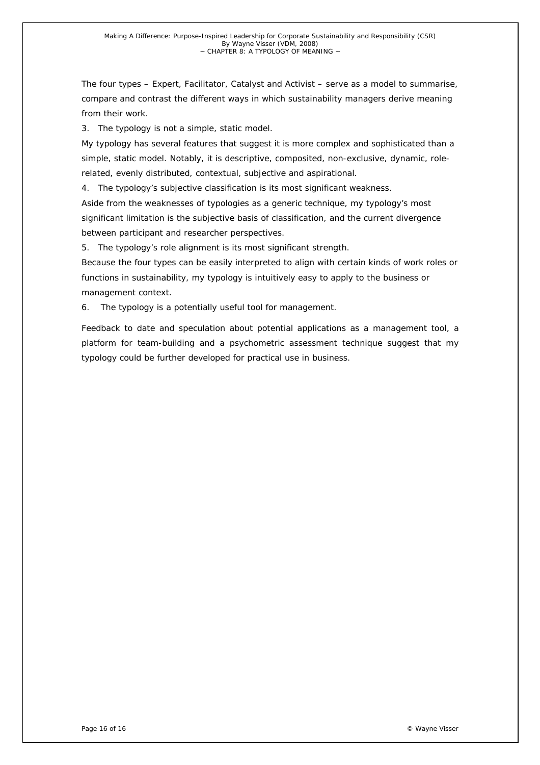The four types – Expert, Facilitator, Catalyst and Activist – serve as a model to summarise, compare and contrast the different ways in which sustainability managers derive meaning from their work.

3. The typology is not a simple, static model.

My typology has several features that suggest it is more complex and sophisticated than a simple, static model. Notably, it is descriptive, composited, non-exclusive, dynamic, role-related, evenly distributed, contextual, subjective and aspirational.

4. The typology's subjective classification is its most significant weakness.

Aside from the weaknesses of typologies as a generic technique, my typology's most significant limitation is the subjective basis of classification, and the current divergence between participant and researcher perspectives.

5. The typology's role alignment is its most significant strength.

Because the four types can be easily interpreted to align with certain kinds of work roles or functions in sustainability, my typology is intuitively easy to apply to the business or management context.

6. The typology is a potentially useful tool for management.

Feedback to date and speculation about potential applications as a management tool, a platform for team-building and a psychometric assessment technique suggest that my typology could be further developed for practical use in business.